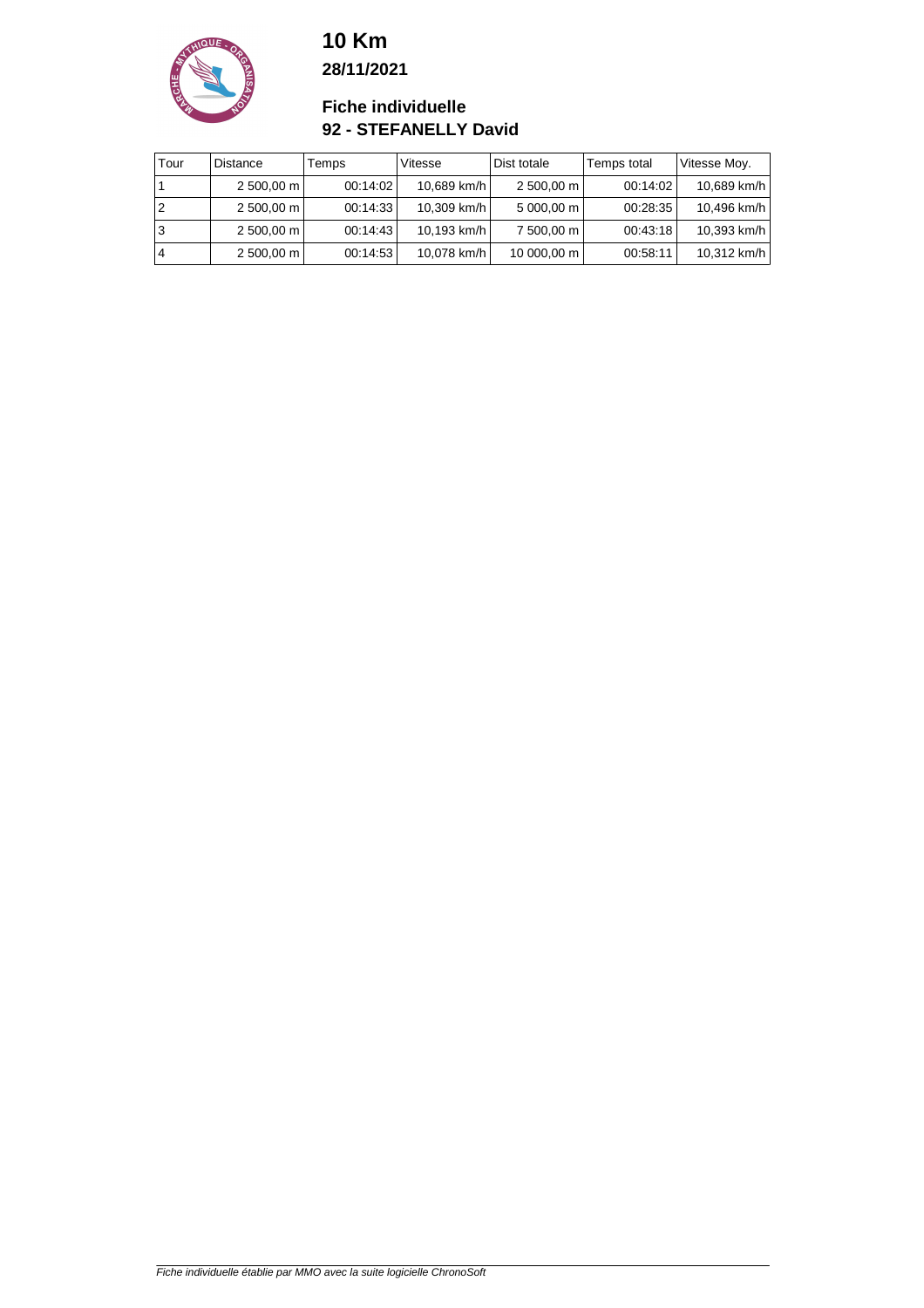# 10 Km

**28/11/2021**

## Fiche individuelle

## 92 - STEFANELLY David

| Tour | Distance | Temps | Vitesse | Dist totale | Temps total | Vitesse Moy. |
|---|---|---|---|---|---|---|
| 1 | 2 500,00 m | 00:14:02 | 10,689 km/h | 2 500,00 m | 00:14:02 | 10,689 km/h |
| 2 | 2 500,00 m | 00:14:33 | 10,309 km/h | 5 000,00 m | 00:28:35 | 10,496 km/h |
| 3 | 2 500,00 m | 00:14:43 | 10,193 km/h | 7 500,00 m | 00:43:18 | 10,393 km/h |
| 4 | 2 500,00 m | 00:14:53 | 10,078 km/h | 10 000,00 m | 00:58:11 | 10,312 km/h |

*Fiche individuelle établie par MMO avec la suite logicielle ChronoSoft*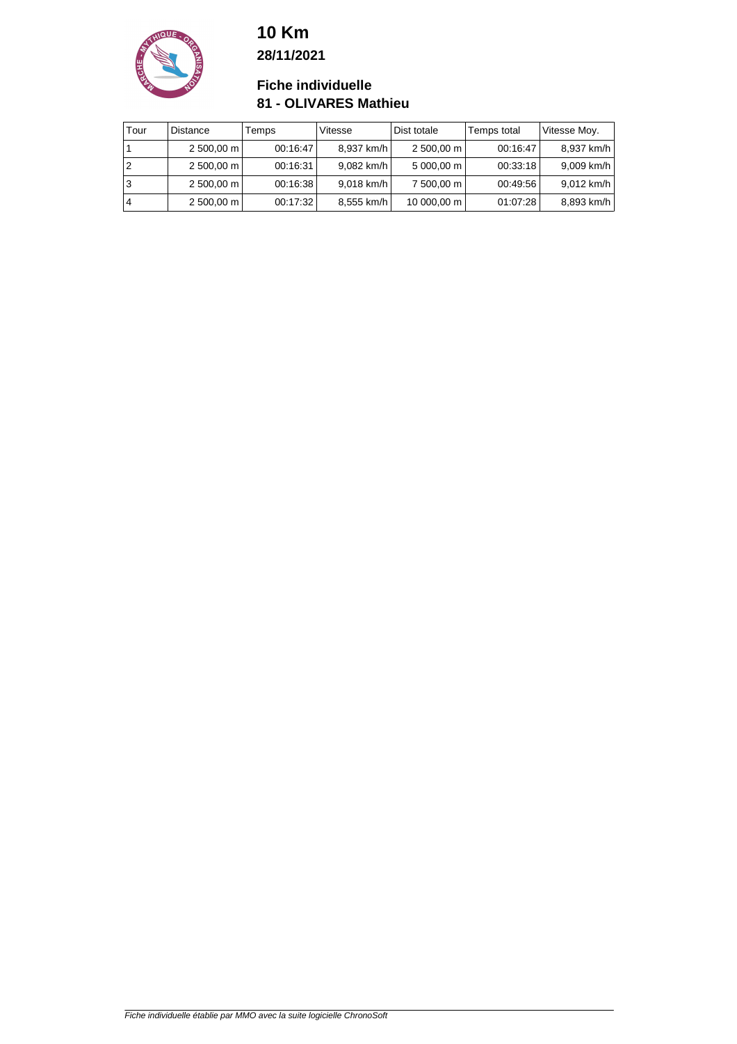# 10 Km

**28/11/2021**

## Fiche individuelle

## 81 - OLIVARES Mathieu

| Tour | Distance | Temps | Vitesse | Dist totale | Temps total | Vitesse Moy. |
|---|---|---|---|---|---|---|
| 1 | 2 500,00 m | 00:16:47 | 8,937 km/h | 2 500,00 m | 00:16:47 | 8,937 km/h |
| 2 | 2 500,00 m | 00:16:31 | 9,082 km/h | 5 000,00 m | 00:33:18 | 9,009 km/h |
| 3 | 2 500,00 m | 00:16:38 | 9,018 km/h | 7 500,00 m | 00:49:56 | 9,012 km/h |
| 4 | 2 500,00 m | 00:17:32 | 8,555 km/h | 10 000,00 m | 01:07:28 | 8,893 km/h |

*Fiche individuelle établie par MMO avec la suite logicielle ChronoSoft*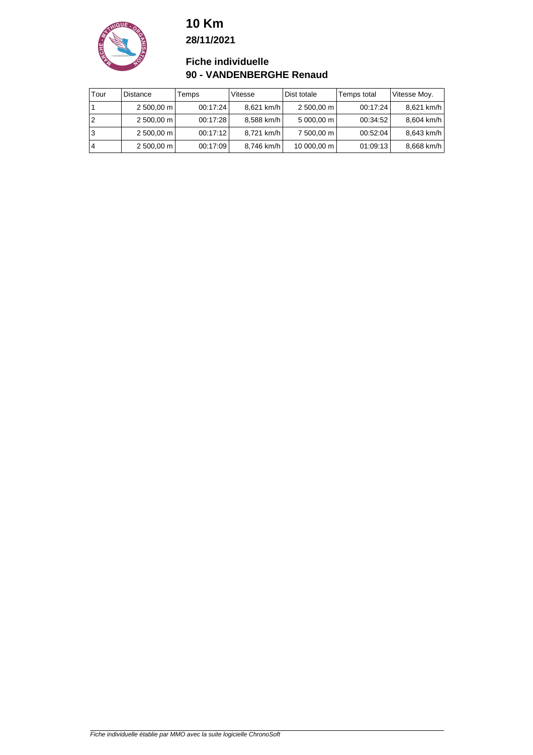# 10 Km

**28/11/2021**

## Fiche individuelle

## 90 - VANDENBERGHE Renaud

| Tour | Distance | Temps | Vitesse | Dist totale | Temps total | Vitesse Moy. |
|---|---|---|---|---|---|---|
| 1 | 2 500,00 m | 00:17:24 | 8,621 km/h | 2 500,00 m | 00:17:24 | 8,621 km/h |
| 2 | 2 500,00 m | 00:17:28 | 8,588 km/h | 5 000,00 m | 00:34:52 | 8,604 km/h |
| 3 | 2 500,00 m | 00:17:12 | 8,721 km/h | 7 500,00 m | 00:52:04 | 8,643 km/h |
| 4 | 2 500,00 m | 00:17:09 | 8,746 km/h | 10 000,00 m | 01:09:13 | 8,668 km/h |

*Fiche individuelle établie par MMO avec la suite logicielle ChronoSoft*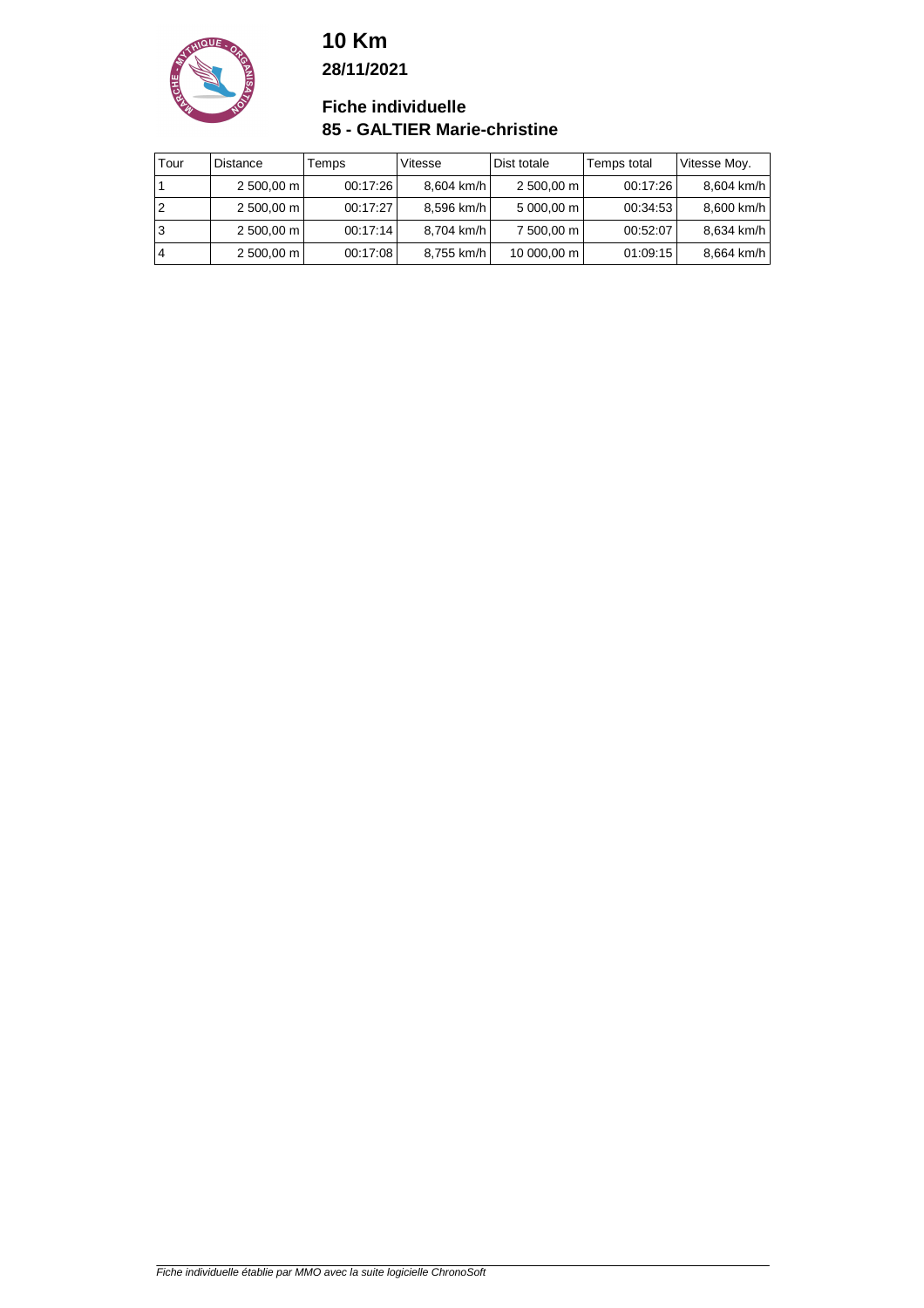# 10 Km

**28/11/2021**

## Fiche individuelle

## 85 - GALTIER Marie-christine

| Tour | Distance | Temps | Vitesse | Dist totale | Temps total | Vitesse Moy. |
|---|---|---|---|---|---|---|
| 1 | 2 500,00 m | 00:17:26 | 8,604 km/h | 2 500,00 m | 00:17:26 | 8,604 km/h |
| 2 | 2 500,00 m | 00:17:27 | 8,596 km/h | 5 000,00 m | 00:34:53 | 8,600 km/h |
| 3 | 2 500,00 m | 00:17:14 | 8,704 km/h | 7 500,00 m | 00:52:07 | 8,634 km/h |
| 4 | 2 500,00 m | 00:17:08 | 8,755 km/h | 10 000,00 m | 01:09:15 | 8,664 km/h |

*Fiche individuelle établie par MMO avec la suite logicielle ChronoSoft*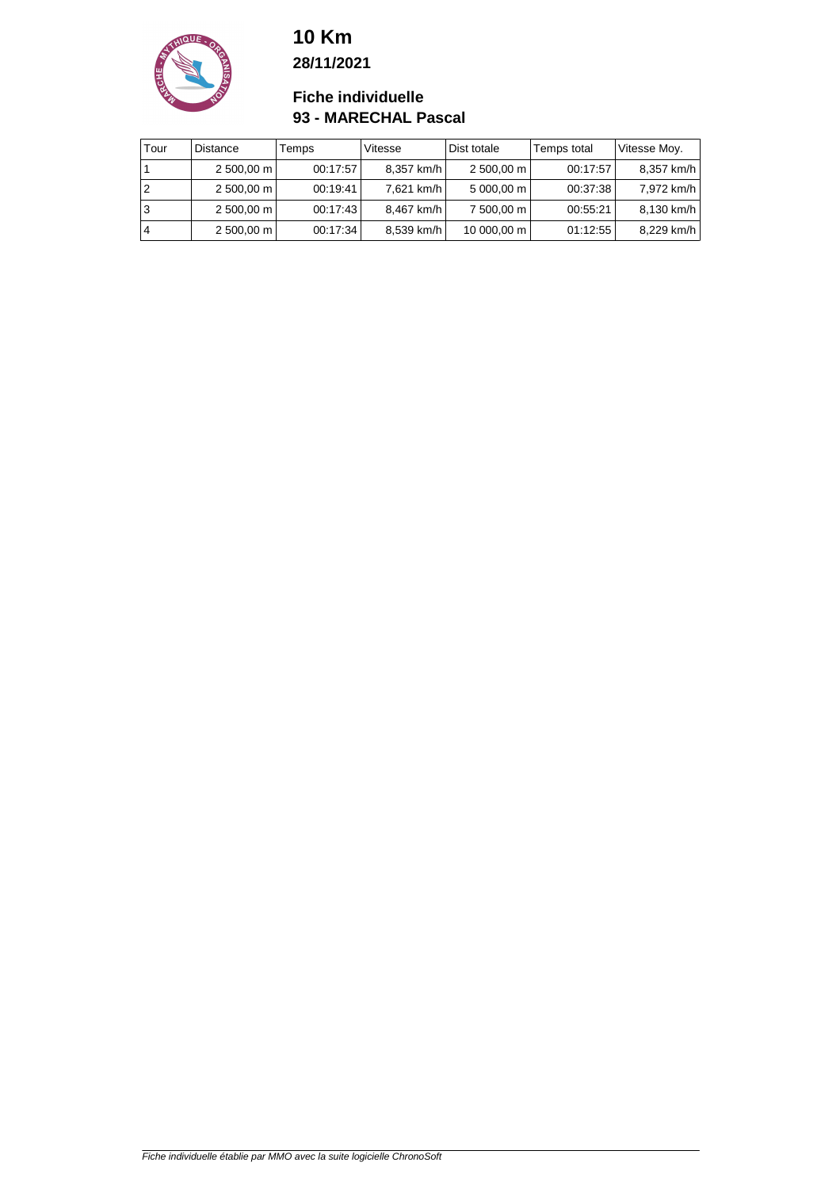# 10 Km

**28/11/2021**

## Fiche individuelle

## 93 - MARECHAL Pascal

| Tour | Distance | Temps | Vitesse | Dist totale | Temps total | Vitesse Moy. |
|---|---|---|---|---|---|---|
| 1 | 2 500,00 m | 00:17:57 | 8,357 km/h | 2 500,00 m | 00:17:57 | 8,357 km/h |
| 2 | 2 500,00 m | 00:19:41 | 7,621 km/h | 5 000,00 m | 00:37:38 | 7,972 km/h |
| 3 | 2 500,00 m | 00:17:43 | 8,467 km/h | 7 500,00 m | 00:55:21 | 8,130 km/h |
| 4 | 2 500,00 m | 00:17:34 | 8,539 km/h | 10 000,00 m | 01:12:55 | 8,229 km/h |

*Fiche individuelle établie par MMO avec la suite logicielle ChronoSoft*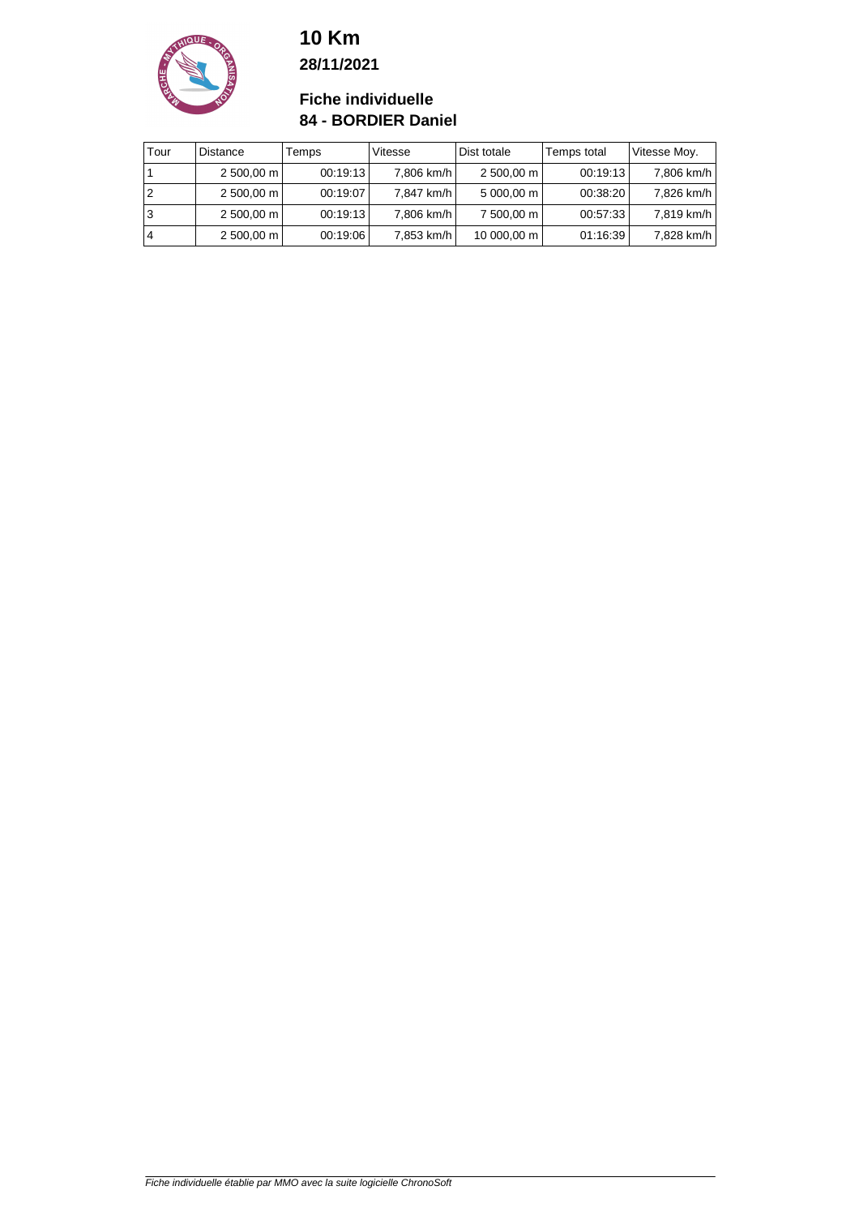# 10 Km

**28/11/2021**

## Fiche individuelle

## 84 - BORDIER Daniel

| Tour | Distance | Temps | Vitesse | Dist totale | Temps total | Vitesse Moy. |
|---|---|---|---|---|---|---|
| 1 | 2 500,00 m | 00:19:13 | 7,806 km/h | 2 500,00 m | 00:19:13 | 7,806 km/h |
| 2 | 2 500,00 m | 00:19:07 | 7,847 km/h | 5 000,00 m | 00:38:20 | 7,826 km/h |
| 3 | 2 500,00 m | 00:19:13 | 7,806 km/h | 7 500,00 m | 00:57:33 | 7,819 km/h |
| 4 | 2 500,00 m | 00:19:06 | 7,853 km/h | 10 000,00 m | 01:16:39 | 7,828 km/h |

*Fiche individuelle établie par MMO avec la suite logicielle ChronoSoft*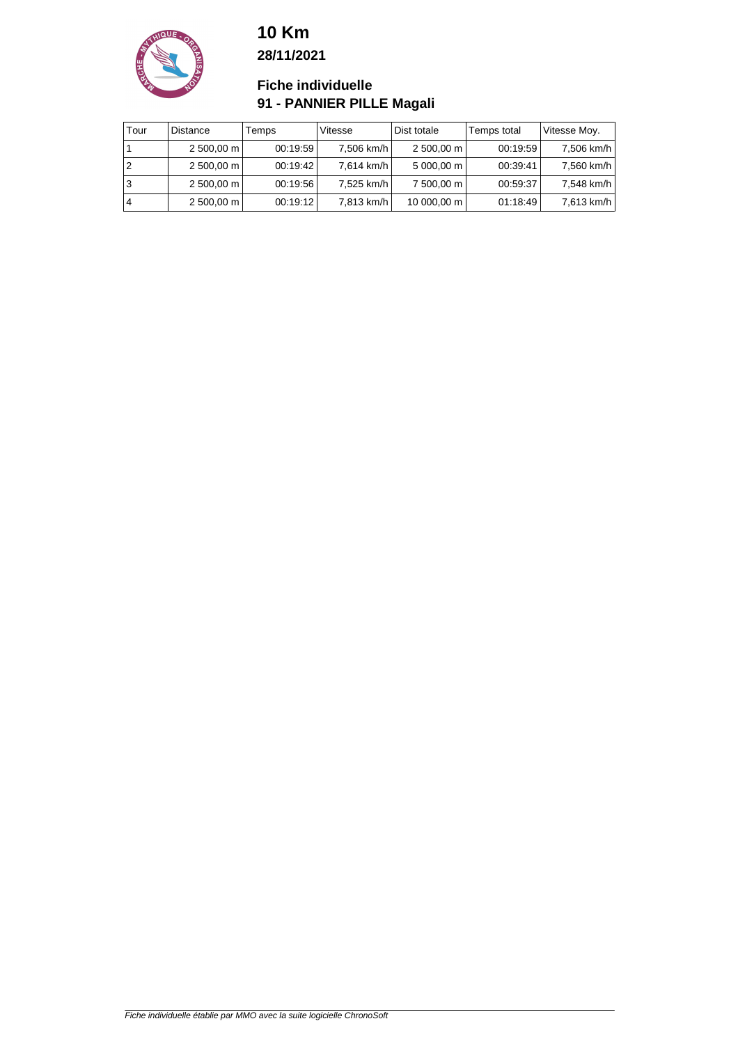# 10 Km

**28/11/2021**

## Fiche individuelle
## 91 - PANNIER PILLE Magali

| Tour | Distance | Temps | Vitesse | Dist totale | Temps total | Vitesse Moy. |
|---|---|---|---|---|---|---|
| 1 | 2 500,00 m | 00:19:59 | 7,506 km/h | 2 500,00 m | 00:19:59 | 7,506 km/h |
| 2 | 2 500,00 m | 00:19:42 | 7,614 km/h | 5 000,00 m | 00:39:41 | 7,560 km/h |
| 3 | 2 500,00 m | 00:19:56 | 7,525 km/h | 7 500,00 m | 00:59:37 | 7,548 km/h |
| 4 | 2 500,00 m | 00:19:12 | 7,813 km/h | 10 000,00 m | 01:18:49 | 7,613 km/h |

*Fiche individuelle établie par MMO avec la suite logicielle ChronoSoft*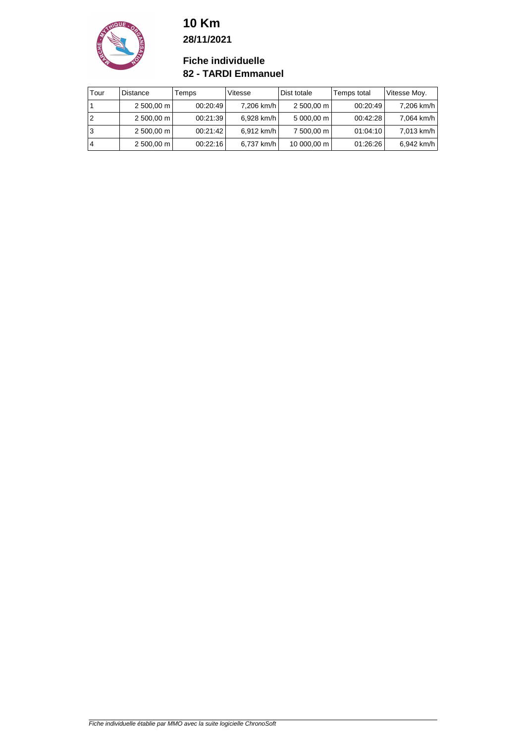# 10 Km

**28/11/2021**

## Fiche individuelle

## 82 - TARDI Emmanuel

| Tour | Distance | Temps | Vitesse | Dist totale | Temps total | Vitesse Moy. |
|---|---|---|---|---|---|---|
| 1 | 2 500,00 m | 00:20:49 | 7,206 km/h | 2 500,00 m | 00:20:49 | 7,206 km/h |
| 2 | 2 500,00 m | 00:21:39 | 6,928 km/h | 5 000,00 m | 00:42:28 | 7,064 km/h |
| 3 | 2 500,00 m | 00:21:42 | 6,912 km/h | 7 500,00 m | 01:04:10 | 7,013 km/h |
| 4 | 2 500,00 m | 00:22:16 | 6,737 km/h | 10 000,00 m | 01:26:26 | 6,942 km/h |

*Fiche individuelle établie par MMO avec la suite logicielle ChronoSoft*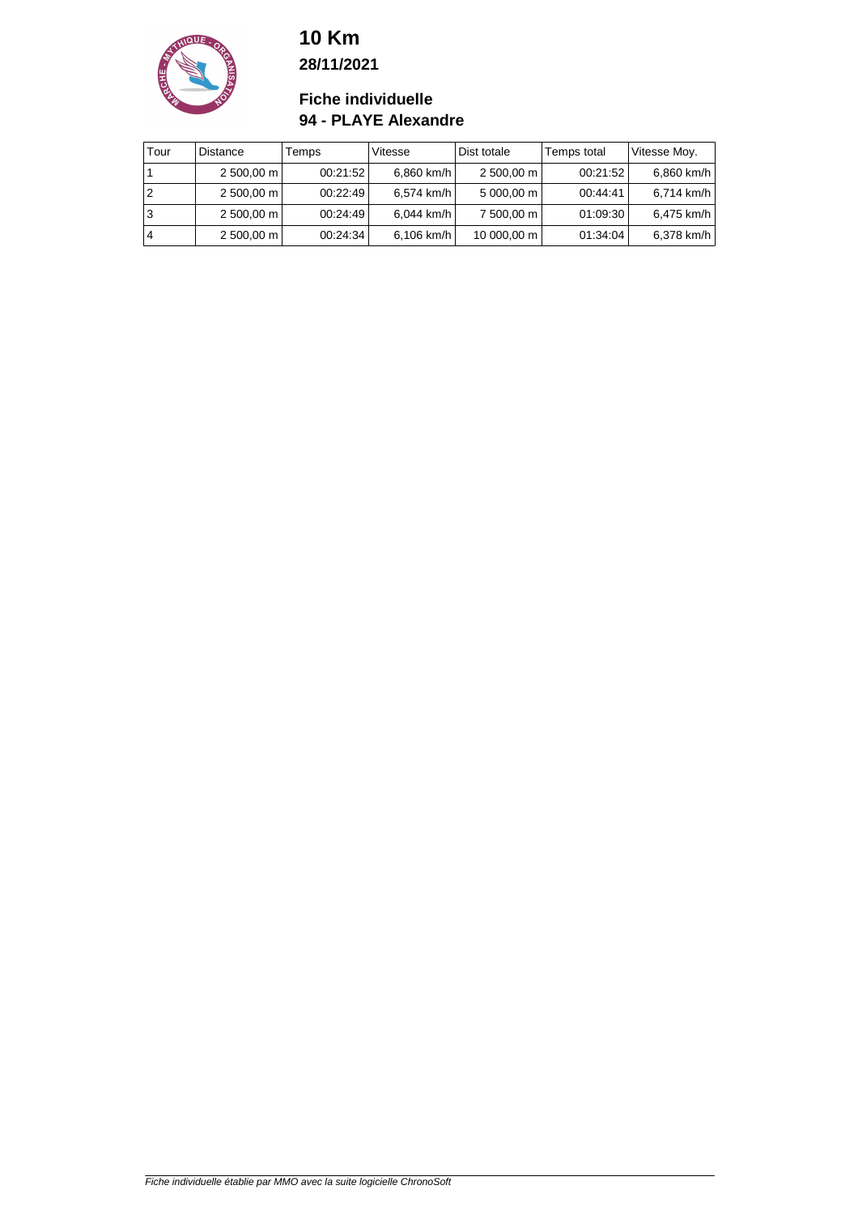# 10 Km

**28/11/2021**

## Fiche individuelle

## 94 - PLAYE Alexandre

| Tour | Distance | Temps | Vitesse | Dist totale | Temps total | Vitesse Moy. |
|---|---|---|---|---|---|---|
| 1 | 2 500,00 m | 00:21:52 | 6,860 km/h | 2 500,00 m | 00:21:52 | 6,860 km/h |
| 2 | 2 500,00 m | 00:22:49 | 6,574 km/h | 5 000,00 m | 00:44:41 | 6,714 km/h |
| 3 | 2 500,00 m | 00:24:49 | 6,044 km/h | 7 500,00 m | 01:09:30 | 6,475 km/h |
| 4 | 2 500,00 m | 00:24:34 | 6,106 km/h | 10 000,00 m | 01:34:04 | 6,378 km/h |

*Fiche individuelle établie par MMO avec la suite logicielle ChronoSoft*